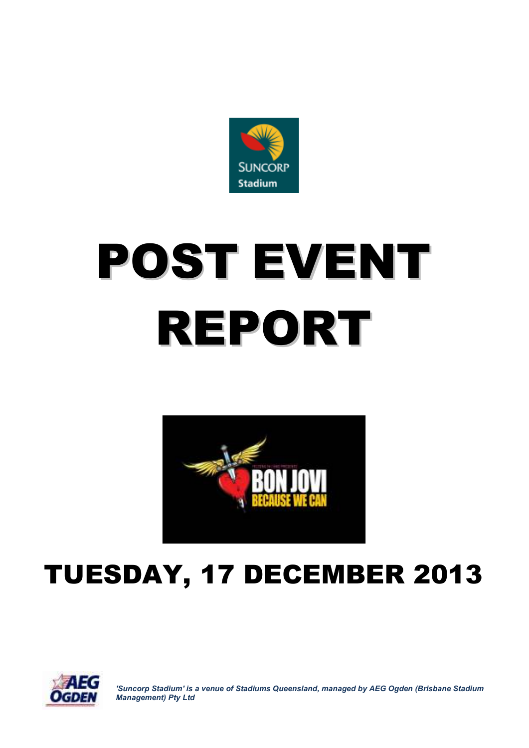# POST EVENT REPORT

## TUESDAY, 17 DECEMBER 2013

*'Suncorp Stadium' is a venue of Stadiums Queensland, managed by AEG Ogden (Brisbane Stadium Management) Pty Ltd*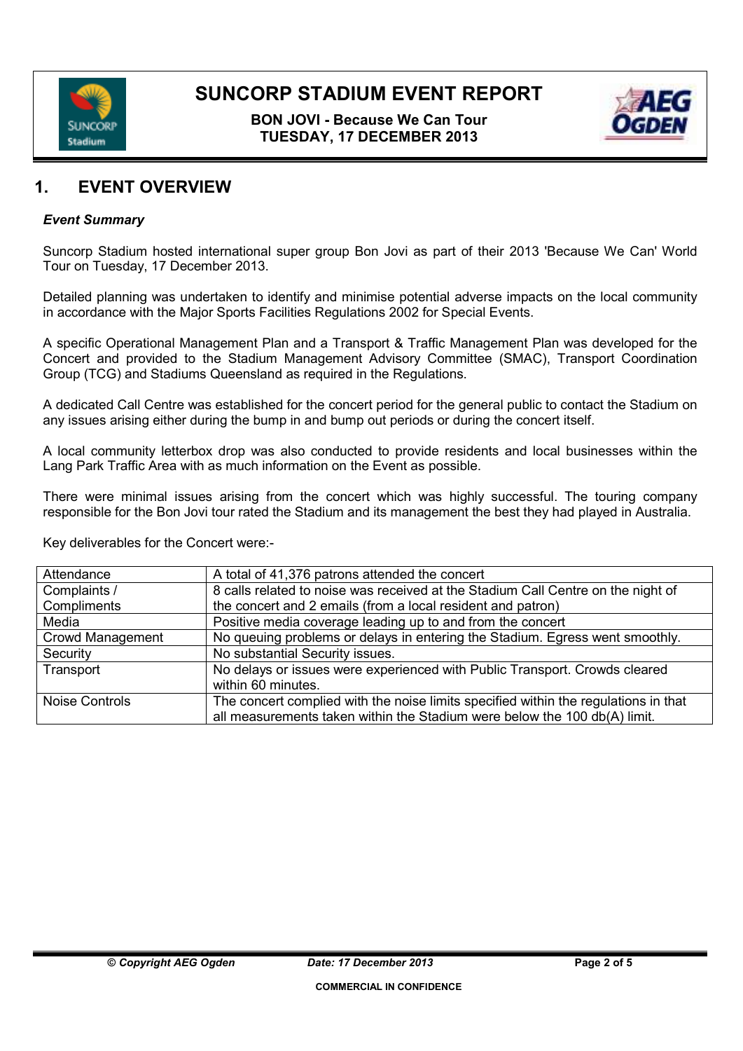# SUNCORP STADIUM EVENT REPORT

**BON JOVI - Because We Can Tour**
**TUESDAY, 17 DECEMBER 2013**

## 1. EVENT OVERVIEW

### *Event Summary*

Suncorp Stadium hosted international super group Bon Jovi as part of their 2013 'Because We Can' World Tour on Tuesday, 17 December 2013.

Detailed planning was undertaken to identify and minimise potential adverse impacts on the local community in accordance with the Major Sports Facilities Regulations 2002 for Special Events.

A specific Operational Management Plan and a Transport & Traffic Management Plan was developed for the Concert and provided to the Stadium Management Advisory Committee (SMAC), Transport Coordination Group (TCG) and Stadiums Queensland as required in the Regulations.

A dedicated Call Centre was established for the concert period for the general public to contact the Stadium on any issues arising either during the bump in and bump out periods or during the concert itself.

A local community letterbox drop was also conducted to provide residents and local businesses within the Lang Park Traffic Area with as much information on the Event as possible.

There were minimal issues arising from the concert which was highly successful. The touring company responsible for the Bon Jovi tour rated the Stadium and its management the best they had played in Australia.

Key deliverables for the Concert were:-

| | |
|---|---|
| Attendance | A total of 41,376 patrons attended the concert |
| Complaints / Compliments | 8 calls related to noise was received at the Stadium Call Centre on the night of the concert and 2 emails (from a local resident and patron) |
| Media | Positive media coverage leading up to and from the concert |
| Crowd Management | No queuing problems or delays in entering the Stadium. Egress went smoothly. |
| Security | No substantial Security issues. |
| Transport | No delays or issues were experienced with Public Transport. Crowds cleared within 60 minutes. |
| Noise Controls | The concert complied with the noise limits specified within the regulations in that all measurements taken within the Stadium were below the 100 db(A) limit. |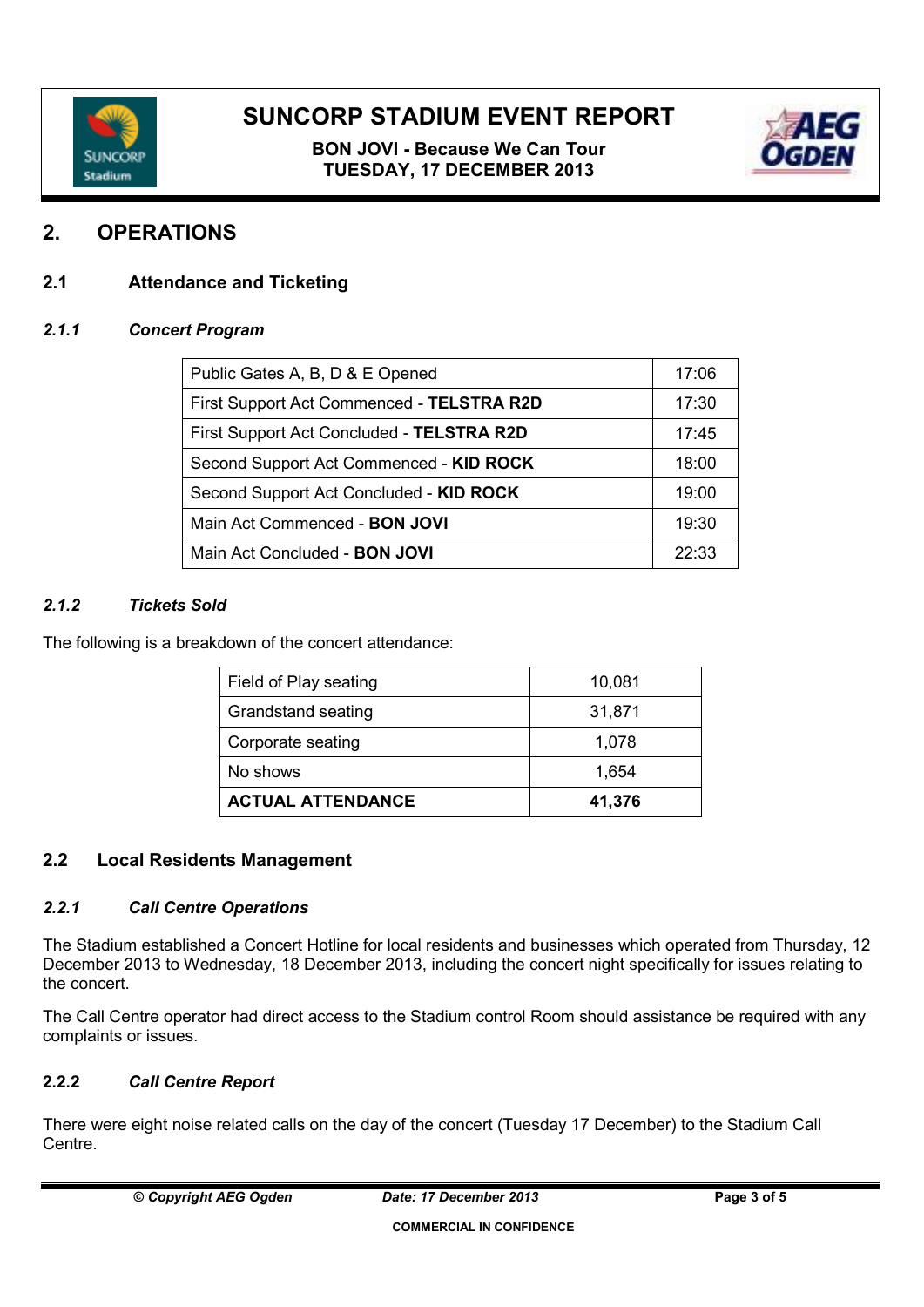## 2. OPERATIONS

### 2.1 Attendance and Ticketing

#### *2.1.1 Concert Program*

| | |
|---|---|
| Public Gates A, B, D & E Opened | 17:06 |
| First Support Act Commenced - **TELSTRA R2D** | 17:30 |
| First Support Act Concluded - **TELSTRA R2D** | 17:45 |
| Second Support Act Commenced - **KID ROCK** | 18:00 |
| Second Support Act Concluded - **KID ROCK** | 19:00 |
| Main Act Commenced - **BON JOVI** | 19:30 |
| Main Act Concluded - **BON JOVI** | 22:33 |

#### *2.1.2 Tickets Sold*

The following is a breakdown of the concert attendance:

| | |
|---|---|
| Field of Play seating | 10,081 |
| Grandstand seating | 31,871 |
| Corporate seating | 1,078 |
| No shows | 1,654 |
| **ACTUAL ATTENDANCE** | **41,376** |

### 2.2 Local Residents Management

#### *2.2.1 Call Centre Operations*

The Stadium established a Concert Hotline for local residents and businesses which operated from Thursday, 12 December 2013 to Wednesday, 18 December 2013, including the concert night specifically for issues relating to the concert.

The Call Centre operator had direct access to the Stadium control Room should assistance be required with any complaints or issues.

#### 2.2.2 *Call Centre Report*

There were eight noise related calls on the day of the concert (Tuesday 17 December) to the Stadium Call Centre.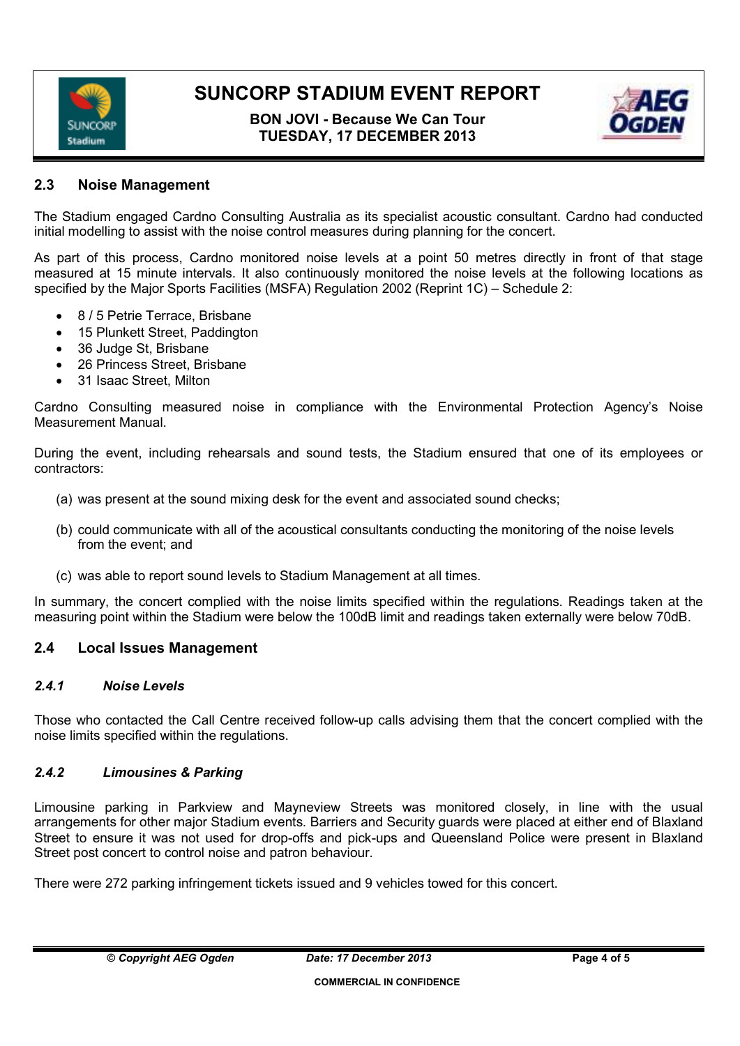## 2.3 Noise Management

The Stadium engaged Cardno Consulting Australia as its specialist acoustic consultant. Cardno had conducted initial modelling to assist with the noise control measures during planning for the concert.

As part of this process, Cardno monitored noise levels at a point 50 metres directly in front of that stage measured at 15 minute intervals. It also continuously monitored the noise levels at the following locations as specified by the Major Sports Facilities (MSFA) Regulation 2002 (Reprint 1C) – Schedule 2:

- 8 / 5 Petrie Terrace, Brisbane
- 15 Plunkett Street, Paddington
- 36 Judge St, Brisbane
- 26 Princess Street, Brisbane
- 31 Isaac Street, Milton

Cardno Consulting measured noise in compliance with the Environmental Protection Agency's Noise Measurement Manual.

During the event, including rehearsals and sound tests, the Stadium ensured that one of its employees or contractors:

(a) was present at the sound mixing desk for the event and associated sound checks;

(b) could communicate with all of the acoustical consultants conducting the monitoring of the noise levels from the event; and

(c) was able to report sound levels to Stadium Management at all times.

In summary, the concert complied with the noise limits specified within the regulations. Readings taken at the measuring point within the Stadium were below the 100dB limit and readings taken externally were below 70dB.

## 2.4 Local Issues Management

### *2.4.1 Noise Levels*

Those who contacted the Call Centre received follow-up calls advising them that the concert complied with the noise limits specified within the regulations.

### *2.4.2 Limousines & Parking*

Limousine parking in Parkview and Mayneview Streets was monitored closely, in line with the usual arrangements for other major Stadium events. Barriers and Security guards were placed at either end of Blaxland Street to ensure it was not used for drop-offs and pick-ups and Queensland Police were present in Blaxland Street post concert to control noise and patron behaviour.

There were 272 parking infringement tickets issued and 9 vehicles towed for this concert.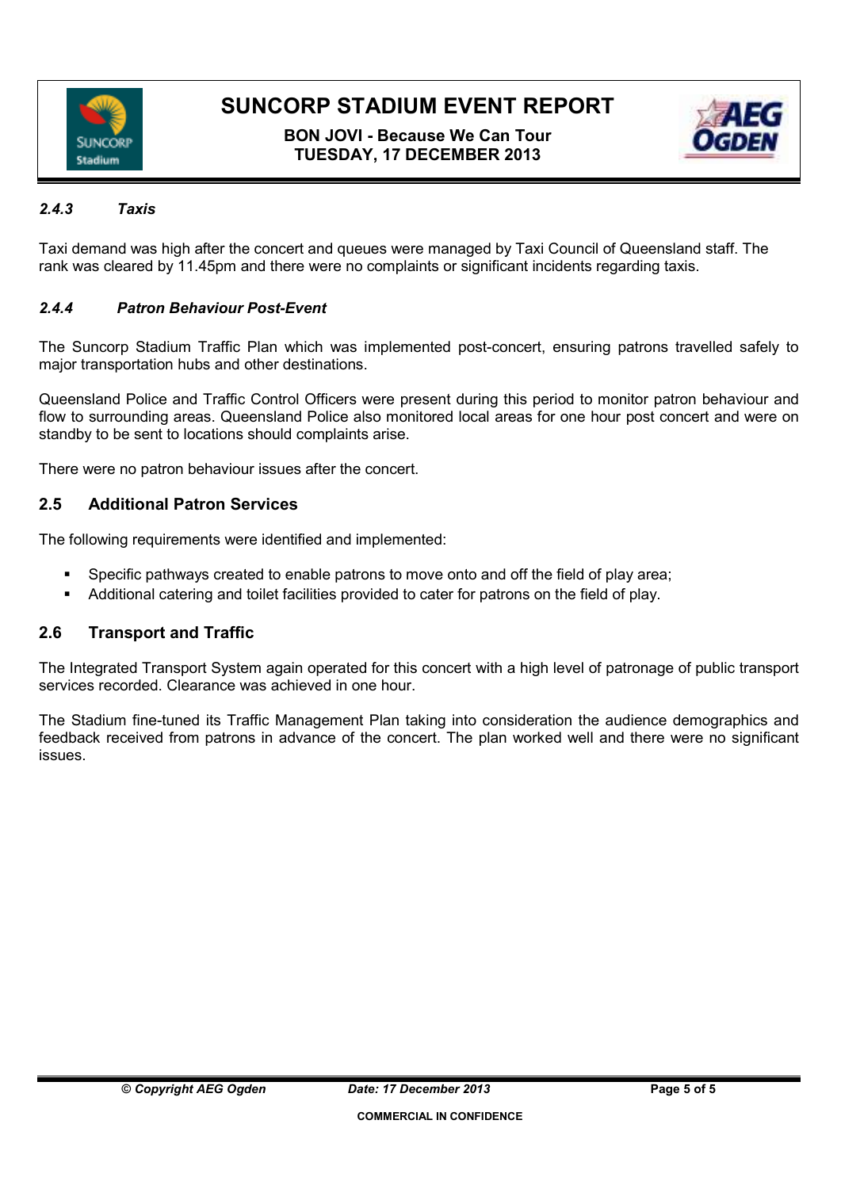#### *2.4.3 Taxis*

Taxi demand was high after the concert and queues were managed by Taxi Council of Queensland staff. The rank was cleared by 11.45pm and there were no complaints or significant incidents regarding taxis.

#### *2.4.4 Patron Behaviour Post-Event*

The Suncorp Stadium Traffic Plan which was implemented post-concert, ensuring patrons travelled safely to major transportation hubs and other destinations.

Queensland Police and Traffic Control Officers were present during this period to monitor patron behaviour and flow to surrounding areas. Queensland Police also monitored local areas for one hour post concert and were on standby to be sent to locations should complaints arise.

There were no patron behaviour issues after the concert.

### 2.5 Additional Patron Services

The following requirements were identified and implemented:

- Specific pathways created to enable patrons to move onto and off the field of play area;
- Additional catering and toilet facilities provided to cater for patrons on the field of play.

### 2.6 Transport and Traffic

The Integrated Transport System again operated for this concert with a high level of patronage of public transport services recorded. Clearance was achieved in one hour.

The Stadium fine-tuned its Traffic Management Plan taking into consideration the audience demographics and feedback received from patrons in advance of the concert. The plan worked well and there were no significant issues.